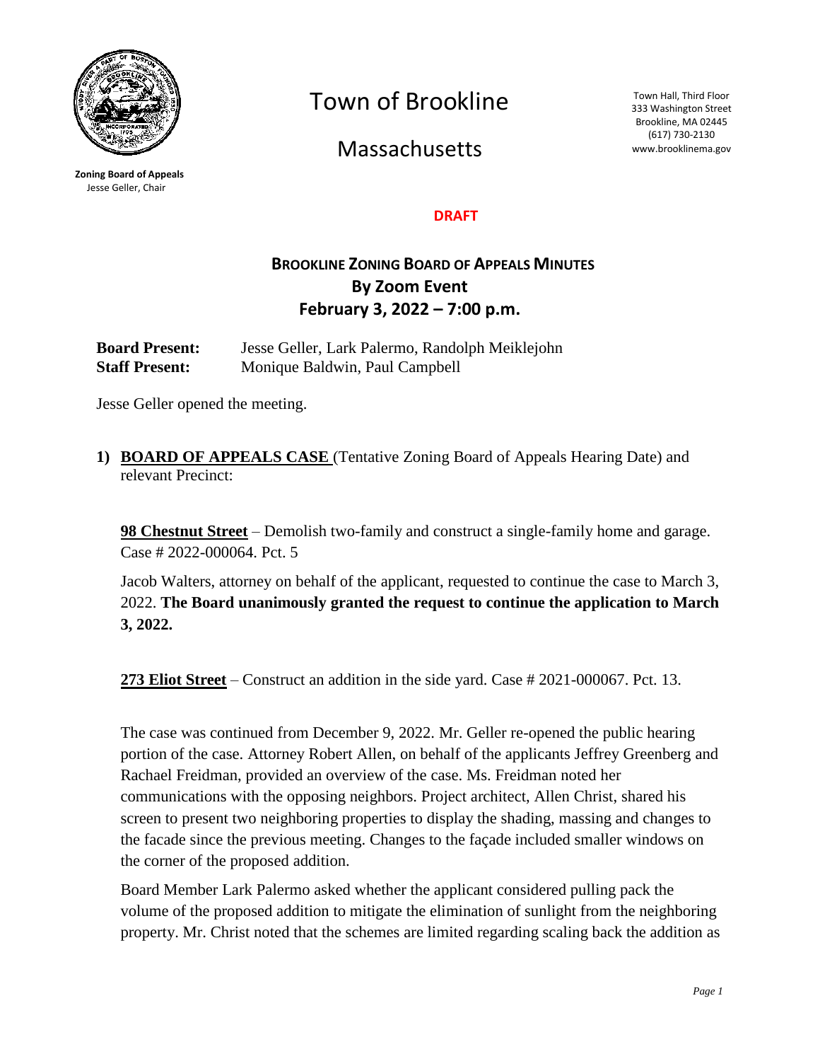**Zoning Board of Appeals**
Jesse Geller, Chair

# Town of Brookline

## Massachusetts

Town Hall, Third Floor
333 Washington Street
Brookline, MA 02445
(617) 730-2130
www.brooklinema.gov

**DRAFT**

## BROOKLINE ZONING BOARD OF APPEALS MINUTES
### By Zoom Event
### February 3, 2022 – 7:00 p.m.

**Board Present:** Jesse Geller, Lark Palermo, Randolph Meiklejohn
**Staff Present:** Monique Baldwin, Paul Campbell

Jesse Geller opened the meeting.

**1) BOARD OF APPEALS CASE** (Tentative Zoning Board of Appeals Hearing Date) and relevant Precinct:

**98 Chestnut Street** – Demolish two-family and construct a single-family home and garage. Case # 2022-000064. Pct. 5

Jacob Walters, attorney on behalf of the applicant, requested to continue the case to March 3, 2022. **The Board unanimously granted the request to continue the application to March 3, 2022.**

**273 Eliot Street** – Construct an addition in the side yard. Case # 2021-000067. Pct. 13.

The case was continued from December 9, 2022. Mr. Geller re-opened the public hearing portion of the case. Attorney Robert Allen, on behalf of the applicants Jeffrey Greenberg and Rachael Freidman, provided an overview of the case. Ms. Freidman noted her communications with the opposing neighbors. Project architect, Allen Christ, shared his screen to present two neighboring properties to display the shading, massing and changes to the facade since the previous meeting. Changes to the façade included smaller windows on the corner of the proposed addition.

Board Member Lark Palermo asked whether the applicant considered pulling pack the volume of the proposed addition to mitigate the elimination of sunlight from the neighboring property. Mr. Christ noted that the schemes are limited regarding scaling back the addition as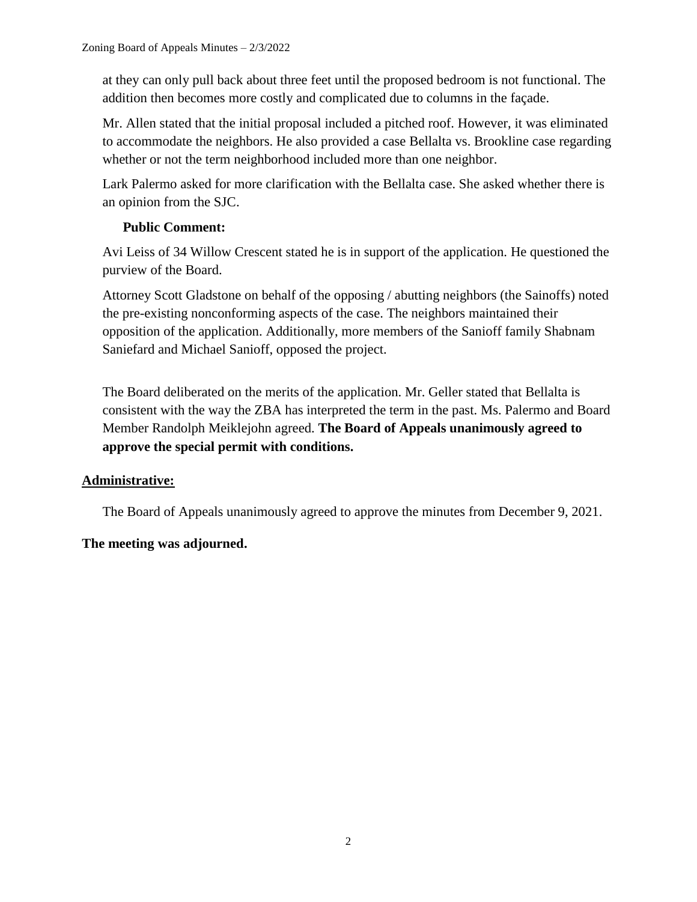at they can only pull back about three feet until the proposed bedroom is not functional. The addition then becomes more costly and complicated due to columns in the façade.

Mr. Allen stated that the initial proposal included a pitched roof. However, it was eliminated to accommodate the neighbors. He also provided a case Bellalta vs. Brookline case regarding whether or not the term neighborhood included more than one neighbor.

Lark Palermo asked for more clarification with the Bellalta case. She asked whether there is an opinion from the SJC.

**Public Comment:**

Avi Leiss of 34 Willow Crescent stated he is in support of the application. He questioned the purview of the Board.

Attorney Scott Gladstone on behalf of the opposing / abutting neighbors (the Sainoffs) noted the pre-existing nonconforming aspects of the case. The neighbors maintained their opposition of the application. Additionally, more members of the Sanioff family Shabnam Saniefard and Michael Sanioff, opposed the project.

The Board deliberated on the merits of the application. Mr. Geller stated that Bellalta is consistent with the way the ZBA has interpreted the term in the past. Ms. Palermo and Board Member Randolph Meiklejohn agreed. **The Board of Appeals unanimously agreed to approve the special permit with conditions.**

**Administrative:**

The Board of Appeals unanimously agreed to approve the minutes from December 9, 2021.

**The meeting was adjourned.**